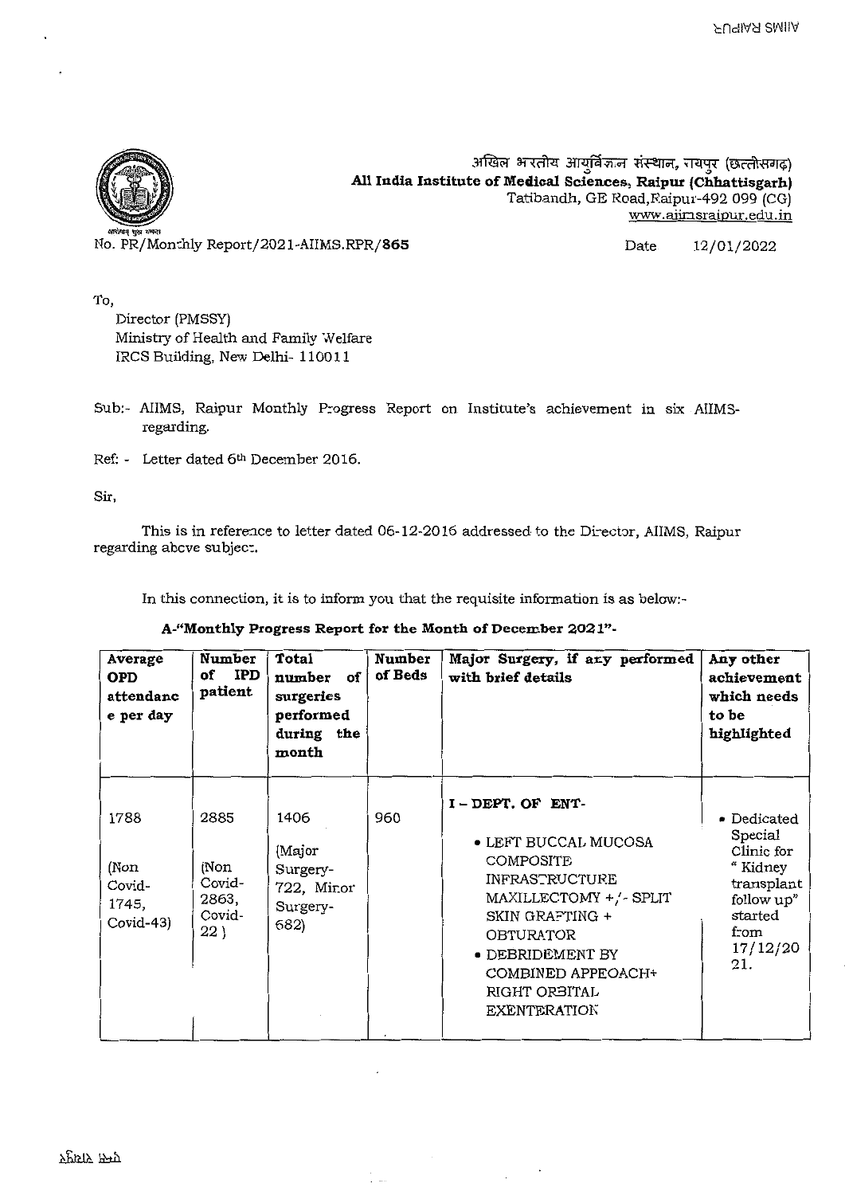अखिल भारतीय आयुर्विज्ञान संस्थान, रायपुर (छत्तीसगढ़)
**All India Institute of Medical Sciences, Raipur (Chhattisgarh)**
Tatibandh, GE Road, Raipur-492 099 (CG)
www.aiimsraipur.edu.in

No. PR/Monthly Report/2021-AIIMS.RPR/**865**

Date 12/01/2022

To,

Director (PMSSY)
Ministry of Health and Family Welfare
IRCS Building, New Delhi- 110011

Sub:- AIIMS, Raipur Monthly Progress Report on Institute's achievement in six AIIMS-regarding.

Ref: - Letter dated 6th December 2016.

Sir,

This is in reference to letter dated 06-12-2016 addressed to the Director, AIIMS, Raipur regarding above subject.

In this connection, it is to inform you that the requisite information is as below:-

**A-"Monthly Progress Report for the Month of December 2021"-**

| Average OPD attendance per day | Number of IPD patient | Total number of surgeries performed during the month | Number of Beds | Major Surgery, if any performed with brief details | Any other achievement which needs to be highlighted |
|---|---|---|---|---|---|
| 1788 (Non Covid-1745, Covid-43) | 2885 (Non Covid-2863, Covid-22) | 1406 (Major Surgery-722, Minor Surgery-682) | 960 | I – DEPT. OF ENT-<br>• LEFT BUCCAL MUCOSA COMPOSITE INFRASTRUCTURE MAXILLECTOMY +/- SPLIT SKIN GRAFTING + OBTURATOR<br>• DEBRIDEMENT BY COMBINED APPEOACH+ RIGHT ORBITAL EXENTERATION | • Dedicated Special Clinic for " Kidney transplant follow up" started from 17/12/2021. |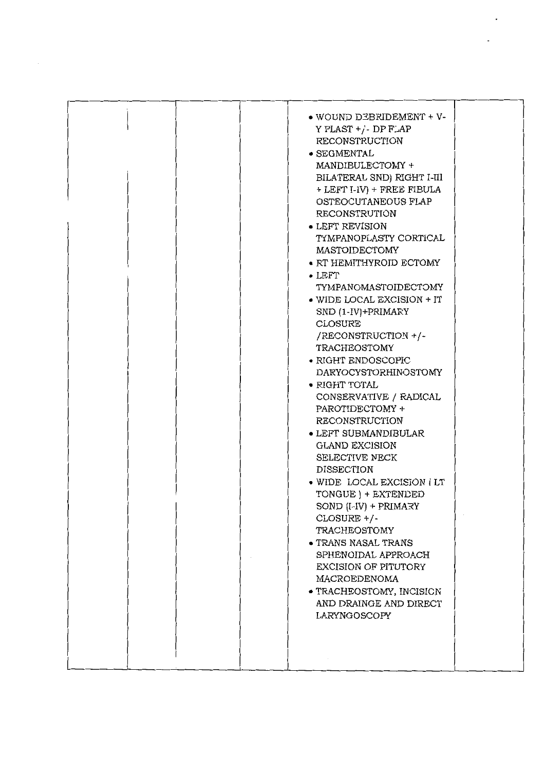|  |  |  |  |  |
|---|---|---|---|---|
|  |  |  | • WOUND DEBRIDEMENT + V-Y PLAST +/- DP FLAP RECONSTRUCTION<br>• SEGMENTAL MANDIBULECTOMY + BILATERAL SND) RIGHT I-III + LEFT I-IV) + FREE FIBULA OSTEOCUTANEOUS FLAP RECONSTRUTION<br>• LEFT REVISION TYMPANOPLASTY CORTICAL MASTOIDECTOMY<br>• RT HEMITHYROID ECTOMY<br>• LEFT TYMPANOMASTOIDECTOMY<br>• WIDE LOCAL EXCISION + IT SND (1-IV)+PRIMARY CLOSURE /RECONSTRUCTION +/- TRACHEOSTOMY<br>• RIGHT ENDOSCOPIC DARYOCYSTORHINOSTOMY<br>• RIGHT TOTAL CONSERVATIVE / RADICAL PAROTIDECTOMY + RECONSTRUCTION<br>• LEFT SUBMANDIBULAR GLAND EXCISION SELECTIVE NECK DISSECTION<br>• WIDE LOCAL EXCISION ( LT TONGUE ) + EXTENDED SOND (I-IV) + PRIMARY CLOSURE +/- TRACHEOSTOMY<br>• TRANS NASAL TRANS SPHENOIDAL APPROACH EXCISION OF PITUTORY MACROEDENOMA<br>• TRACHEOSTOMY, INCISION AND DRAINGE AND DIRECT LARYNGOSCOPY |  |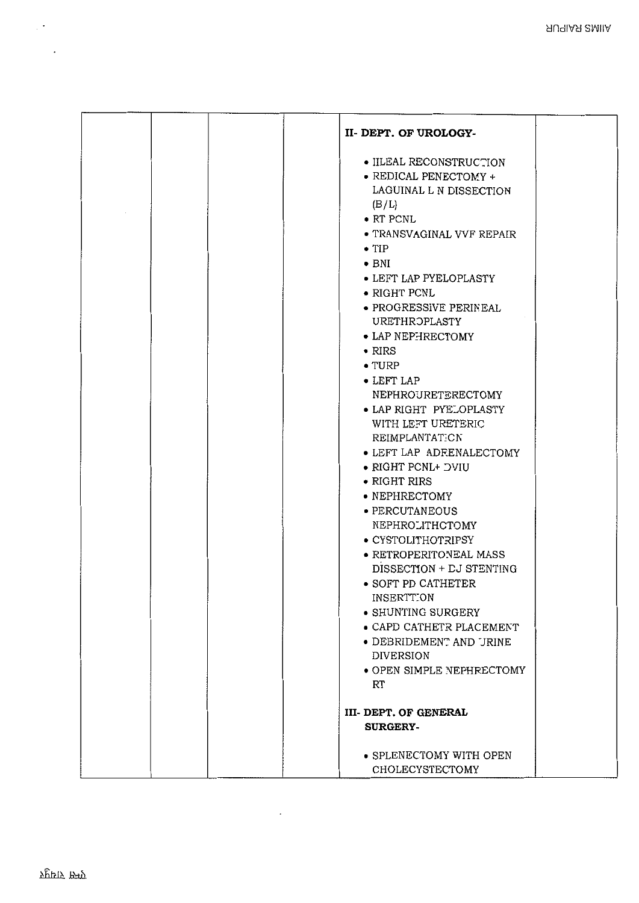|  |  |  |  | **II- DEPT. OF UROLOGY-**<br><br>• IILEAL RECONSTRUCTION<br>• REDICAL PENECTOMY + LAGUINAL L N DISSECTION (B/L)<br>• RT PCNL<br>• TRANSVAGINAL VVF REPAIR<br>• TIP<br>• BNI<br>• LEFT LAP PYELOPLASTY<br>• RIGHT PCNL<br>• PROGRESSIVE PERINEAL URETHROPLASTY<br>• LAP NEPHRECTOMY<br>• RIRS<br>• TURP<br>• LEFT LAP NEPHROURETERECTOMY<br>• LAP RIGHT PYELOPLASTY WITH LEFT URETERIC REIMPLANTATION<br>• LEFT LAP ADRENALECTOMY<br>• RIGHT PCNL+ OVIU<br>• RIGHT RIRS<br>• NEPHRECTOMY<br>• PERCUTANEOUS NEPHROLITHCTOMY<br>• CYSTOLITHOTRIPSY<br>• RETROPERITONEAL MASS DISSECTION + DJ STENTING<br>• SOFT PD CATHETER INSERTTION<br>• SHUNTING SURGERY<br>• CAPD CATHETR PLACEMENT<br>• DEBRIDEMENT AND URINE DIVERSION<br>• OPEN SIMPLE NEPHRECTOMY RT<br><br>**III- DEPT. OF GENERAL SURGERY-**<br><br>• SPLENECTOMY WITH OPEN CHOLECYSTECTOMY |  |
|---|---|---|---|---|---|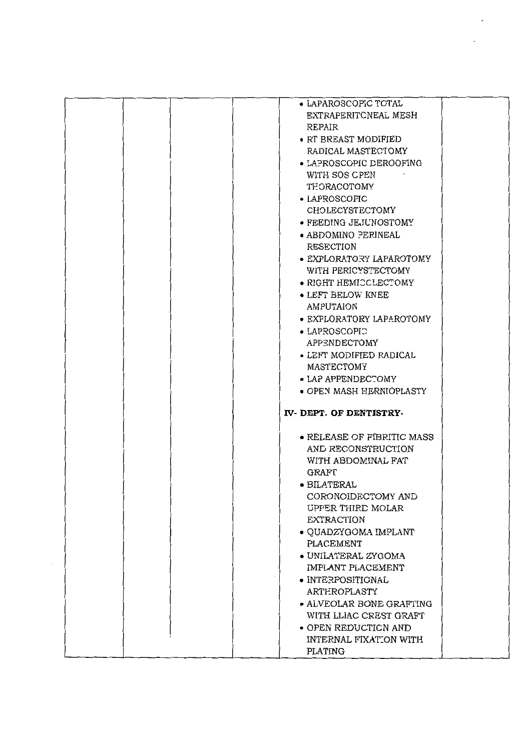|  |  |  |  | • LAPAROSCOPIC TOTAL EXTRAPERITONEAL MESH REPAIR<br>• RT BREAST MODIFIED RADICAL MASTECTOMY<br>• LAPROSCOPIC DEROOFING WITH SOS OPEN THORACOTOMY<br>• LAPROSCOPIC CHOLECYSTECTOMY<br>• FEEDING JEJUNOSTOMY<br>• ABDOMINO PERINEAL RESECTION<br>• EXPLORATORY LAPAROTOMY WITH PERICYSTECTOMY<br>• RIGHT HEMICOLECTOMY<br>• LEFT BELOW KNEE AMPUTAION<br>• EXPLORATORY LAPAROTOMY<br>• LAPROSCOPIC APPENDECTOMY<br>• LEFT MODIFIED RADICAL MASTECTOMY<br>• LAP APPENDECTOMY<br>• OPEN MASH HERNIOPLASTY<br><br>**IV- DEPT. OF DENTISTRY-**<br><br>• RELEASE OF FIBRITIC MASS AND RECONSTRUCTION WITH ABDOMINAL FAT GRAFT<br>• BILATERAL CORONOIDECTOMY AND UPPER THIRD MOLAR EXTRACTION<br>• QUADZYGOMA IMPLANT PLACEMENT<br>• UNILATERAL ZYGOMA IMPLANT PLACEMENT<br>• INTERPOSITIONAL ARTHROPLASTY<br>• ALVEOLAR BONE GRAFTING WITH LLIAC CREST GRAFT<br>• OPEN REDUCTION AND INTERNAL FIXATION WITH PLATING |  |
|---|---|---|---|---|---|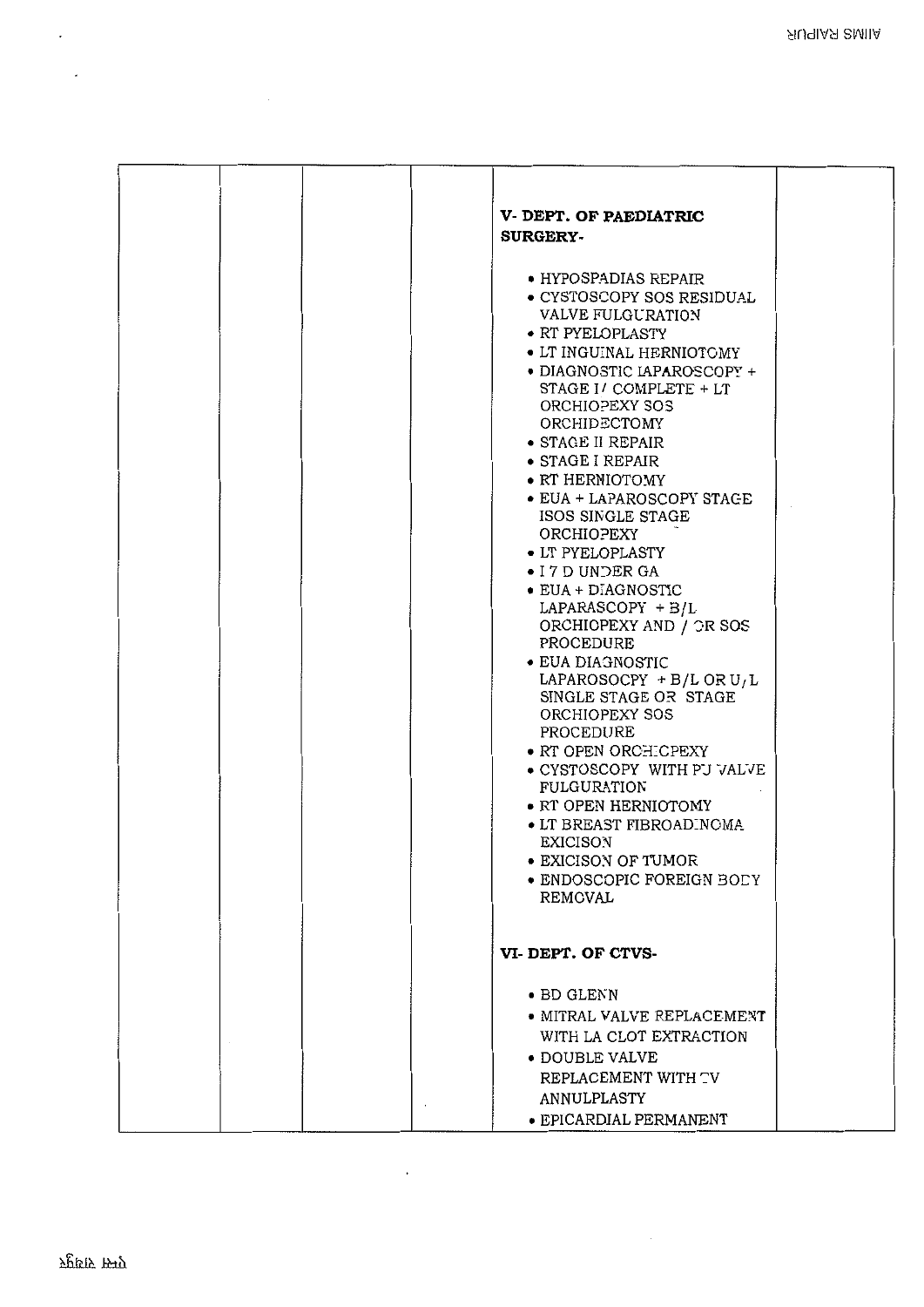| | | | | | |
|---|---|---|---|---|---|
| | | | | **V- DEPT. OF PAEDIATRIC SURGERY-**<br><br>• HYPOSPADIAS REPAIR<br>• CYSTOSCOPY SOS RESIDUAL VALVE FULGURATION<br>• RT PYELOPLASTY<br>• LT INGUINAL HERNIOTOMY<br>• DIAGNOSTIC LAPAROSCOPY + STAGE I/ COMPLETE + LT ORCHIOPEXY SOS ORCHIDECTOMY<br>• STAGE II REPAIR<br>• STAGE I REPAIR<br>• RT HERNIOTOMY<br>• EUA + LAPAROSCOPY STAGE ISOS SINGLE STAGE ORCHIOPEXY<br>• LT PYELOPLASTY<br>• I 7 D UNDER GA<br>• EUA + DIAGNOSTIC LAPARASCOPY + B/L ORCHIOPEXY AND / OR SOS PROCEDURE<br>• EUA DIAGNOSTIC LAPAROSOCPY + B/L OR U/L SINGLE STAGE OR STAGE ORCHIOPEXY SOS PROCEDURE<br>• RT OPEN ORCHIOPEXY<br>• CYSTOSCOPY WITH PU VALVE FULGURATION<br>• RT OPEN HERNIOTOMY<br>• LT BREAST FIBROADENOMA EXICISON<br>• EXICISON OF TUMOR<br>• ENDOSCOPIC FOREIGN BODY REMOVAL<br><br>**VI- DEPT. OF CTVS-**<br><br>• BD GLENN<br>• MITRAL VALVE REPLACEMENT WITH LA CLOT EXTRACTION<br>• DOUBLE VALVE REPLACEMENT WITH TV ANNULPLASTY<br>• EPICARDIAL PERMANENT | |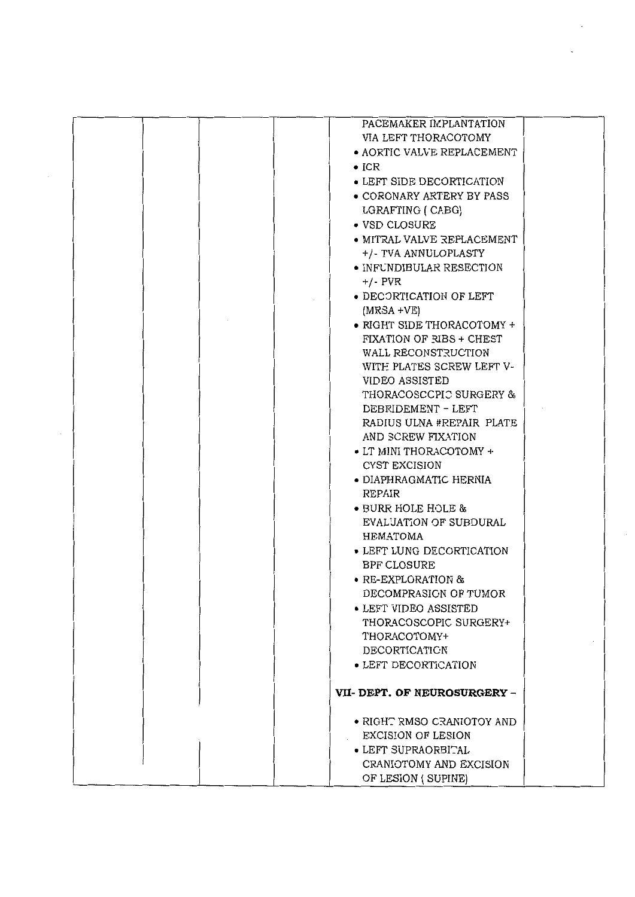| | | | | | |
|---|---|---|---|---|---|
| | | | | PACEMAKER IMPLANTATION VIA LEFT THORACOTOMY<br>• AORTIC VALVE REPLACEMENT<br>• ICR<br>• LEFT SIDE DECORTICATION<br>• CORONARY ARTERY BY PASS LGRAFTING ( CABG)<br>• VSD CLOSURE<br>• MITRAL VALVE REPLACEMENT +/- TVA ANNULOPLASTY<br>• INFUNDIBULAR RESECTION +/- PVR<br>• DECORTICATION OF LEFT (MRSA +VE)<br>• RIGHT SIDE THORACOTOMY + FIXATION OF RIBS + CHEST WALL RECONSTRUCTION WITH PLATES SCREW LEFT V-VIDEO ASSISTED THORACOSCCPIC SURGERY & DEBRIDEMENT - LEFT RADIUS ULNA #REPAIR PLATE AND SCREW FIXATION<br>• LT MINI THORACOTOMY + CYST EXCISION<br>• DIAPHRAGMATIC HERNIA REPAIR<br>• BURR HOLE HOLE & EVALUATION OF SUBDURAL HEMATOMA<br>• LEFT LUNG DECORTICATION BPF CLOSURE<br>• RE-EXPLORATION & DECOMPRASION OF TUMOR<br>• LEFT VIDEO ASSISTED THORACOSCOPIC SURGERY+ THORACOTOMY+ DECORTICATION<br>• LEFT DECORTICATION<br><br>**VII- DEPT. OF NEUROSURGERY -**<br><br>• RIGHT RMSO CRANIOTOY AND EXCISION OF LESION<br>• LEFT SUPRAORBITAL CRANIOTOMY AND EXCISION OF LESION ( SUPINE) | |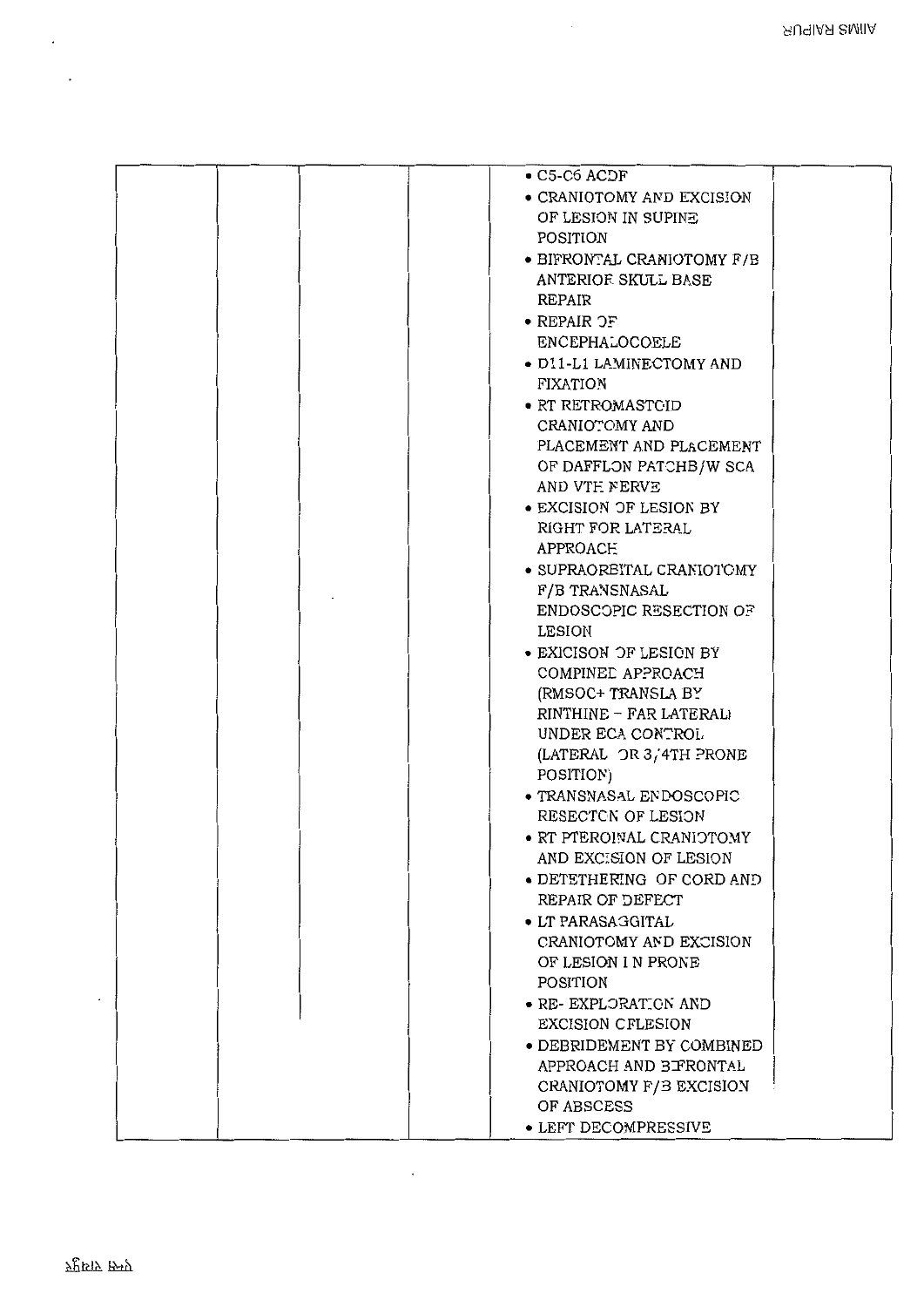| | | | | | |
|---|---|---|---|---|---|
| | | | | • C5-C6 ACDF<br>• CRANIOTOMY AND EXCISION OF LESION IN SUPINE POSITION<br>• BIFRONTAL CRANIOTOMY F/B ANTERIOR SKULL BASE REPAIR<br>• REPAIR OF ENCEPHALOCOELE<br>• D11-L1 LAMINECTOMY AND FIXATION<br>• RT RETROMASTOID CRANIOTOMY AND PLACEMENT AND PLACEMENT OF DAFFLON PATCHB/W SCA AND VTH NERVE<br>• EXCISION OF LESION BY RIGHT FOR LATERAL APPROACH<br>• SUPRAORBITAL CRANIOTOMY F/B TRANSNASAL ENDOSCOPIC RESECTION OF LESION<br>• EXICISON OF LESION BY COMPINED APPROACH (RMSOC+ TRANSLA BY RINTHINE – FAR LATERAL) UNDER ECA CONTROL (LATERAL OR 3/4TH PRONE POSITION)<br>• TRANSNASAL ENDOSCOPIC RESECTCN OF LESION<br>• RT PTEROINAL CRANIOTOMY AND EXCISION OF LESION<br>• DETETHERING OF CORD AND REPAIR OF DEFECT<br>• LT PARASAGGITAL CRANIOTOMY AND EXCISION OF LESION I N PRONE POSITION<br>• RE- EXPLORATION AND EXCISION CFLESION<br>• DEBRIDEMENT BY COMBINED APPROACH AND BIFRONTAL CRANIOTOMY F/B EXCISION OF ABSCESS<br>• LEFT DECOMPRESSIVE | |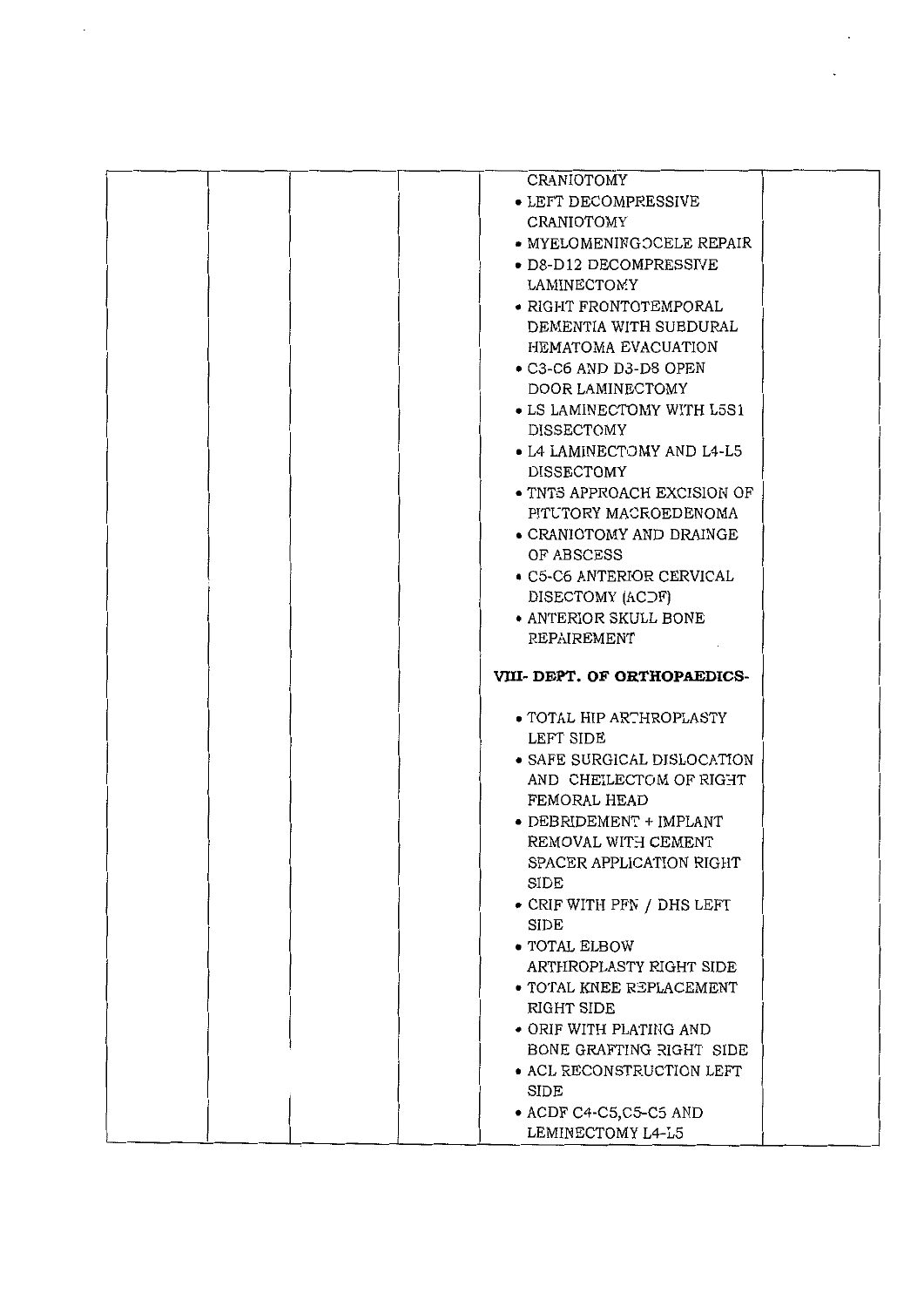| | | | | | |
|---|---|---|---|---|---|
| | | | | CRANIOTOMY<br>• LEFT DECOMPRESSIVE CRANIOTOMY<br>• MYELOMENINGOCELE REPAIR<br>• D8-D12 DECOMPRESSIVE LAMINECTOMY<br>• RIGHT FRONTOTEMPORAL DEMENTIA WITH SUBDURAL HEMATOMA EVACUATION<br>• C3-C6 AND D3-D8 OPEN DOOR LAMINECTOMY<br>• LS LAMINECTOMY WITH L5S1 DISSECTOMY<br>• L4 LAMINECTOMY AND L4-L5 DISSECTOMY<br>• TNTS APPROACH EXCISION OF PITUTORY MACROEDENOMA<br>• CRANIOTOMY AND DRAINGE OF ABSCESS<br>• C5-C6 ANTERIOR CERVICAL DISECTOMY (ACDF)<br>• ANTERIOR SKULL BONE REPAIREMENT<br><br>**VIII- DEPT. OF ORTHOPAEDICS-**<br><br>• TOTAL HIP ARTHROPLASTY LEFT SIDE<br>• SAFE SURGICAL DISLOCATION AND CHEILECTOM OF RIGHT FEMORAL HEAD<br>• DEBRIDEMENT + IMPLANT REMOVAL WITH CEMENT SPACER APPLICATION RIGHT SIDE<br>• CRIF WITH PFN / DHS LEFT SIDE<br>• TOTAL ELBOW ARTHROPLASTY RIGHT SIDE<br>• TOTAL KNEE REPLACEMENT RIGHT SIDE<br>• ORIF WITH PLATING AND BONE GRAFTING RIGHT SIDE<br>• ACL RECONSTRUCTION LEFT SIDE<br>• ACDF C4-C5,C5-C5 AND LEMINECTOMY L4-L5 | |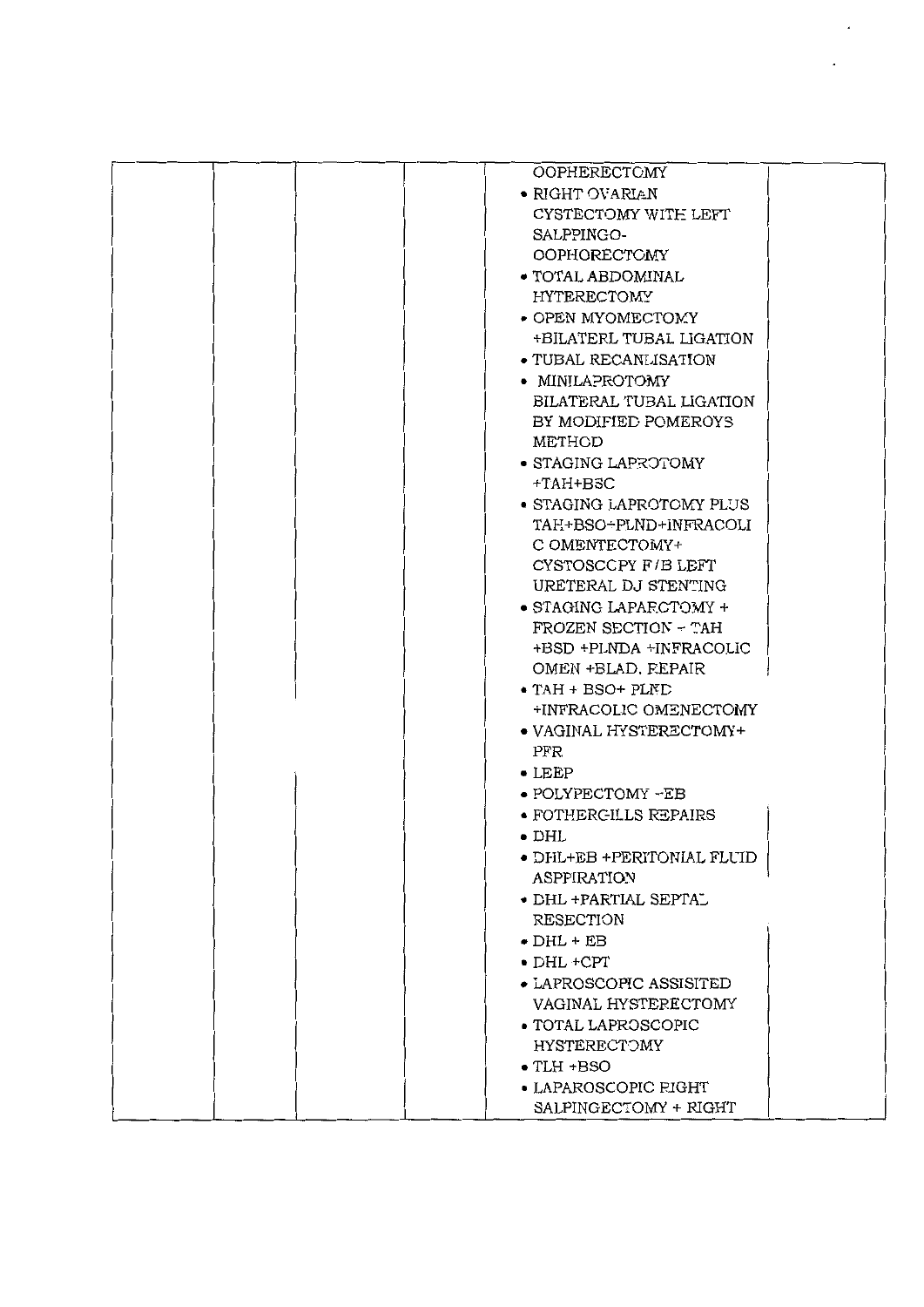|  |  |  |  |  |  |
|---|---|---|---|---|---|
|  |  |  |  | OOPHERECTOMY<br>• RIGHT OVARIAN CYSTECTOMY WITH LEFT SALPINGO-OOPHORECTOMY<br>• TOTAL ABDOMINAL HYTERECTOMY<br>• OPEN MYOMECTOMY +BILATERL TUBAL LIGATION<br>• TUBAL RECANLISATION<br>• MINILAPROTOMY BILATERAL TUBAL LIGATION BY MODIFIED POMEROYS METHOD<br>• STAGING LAPROTOMY +TAH+BSO<br>• STAGING LAPROTOMY PLUS TAH+BSO+PLND+INFRACOLI C OMENTECTOMY+ CYSTOSCOPY F/B LEFT URETERAL DJ STENTING<br>• STAGING LAPARCTOMY + FROZEN SECTION + TAH +BSD +PLNDA +INFRACOLIC OMEN +BLAD. REPAIR<br>• TAH + BSO+ PLND +INFRACOLIC OMENECTOMY<br>• VAGINAL HYSTERECTOMY+ PFR<br>• LEEP<br>• POLYPECTOMY +EB<br>• FOTHERGILLS REPAIRS<br>• DHL<br>• DHL+EB +PERITONIAL FLUID ASPPIRATION<br>• DHL +PARTIAL SEPTAL RESECTION<br>• DHL + EB<br>• DHL +CPT<br>• LAPROSCOPIC ASSISITED VAGINAL HYSTERECTOMY<br>• TOTAL LAPROSCOPIC HYSTERECTOMY<br>• TLH +BSO<br>• LAPAROSCOPIC RIGHT SALPINGECTOMY + RIGHT |  |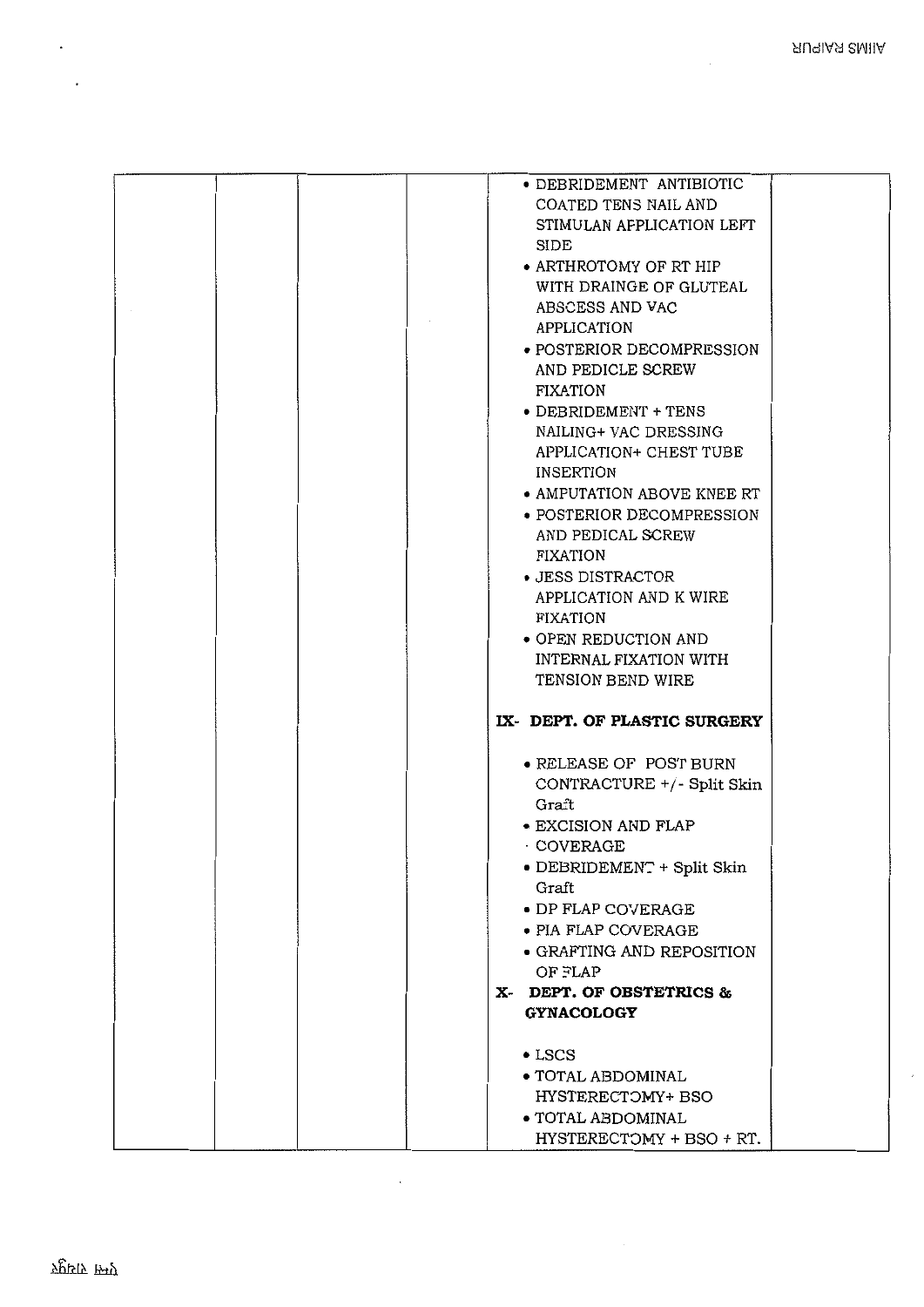| | | | | | |
|---|---|---|---|---|---|
| | | | | • DEBRIDEMENT ANTIBIOTIC COATED TENS NAIL AND STIMULAN APPLICATION LEFT SIDE<br>• ARTHROTOMY OF RT HIP WITH DRAINGE OF GLUTEAL ABSCESS AND VAC APPLICATION<br>• POSTERIOR DECOMPRESSION AND PEDICLE SCREW FIXATION<br>• DEBRIDEMENT + TENS NAILING+ VAC DRESSING APPLICATION+ CHEST TUBE INSERTION<br>• AMPUTATION ABOVE KNEE RT<br>• POSTERIOR DECOMPRESSION AND PEDICAL SCREW FIXATION<br>• JESS DISTRACTOR APPLICATION AND K WIRE FIXATION<br>• OPEN REDUCTION AND INTERNAL FIXATION WITH TENSION BEND WIRE<br><br>**IX- DEPT. OF PLASTIC SURGERY**<br><br>• RELEASE OF POST BURN CONTRACTURE +/- Split Skin Graft<br>• EXCISION AND FLAP COVERAGE<br>• DEBRIDEMENT + Split Skin Graft<br>• DP FLAP COVERAGE<br>• PIA FLAP COVERAGE<br>• GRAFTING AND REPOSITION OF FLAP<br>**X- DEPT. OF OBSTETRICS & GYNACOLOGY**<br><br>• LSCS<br>• TOTAL ABDOMINAL HYSTERECTOMY+ BSO<br>• TOTAL ABDOMINAL HYSTERECTOMY + BSO + RT. | |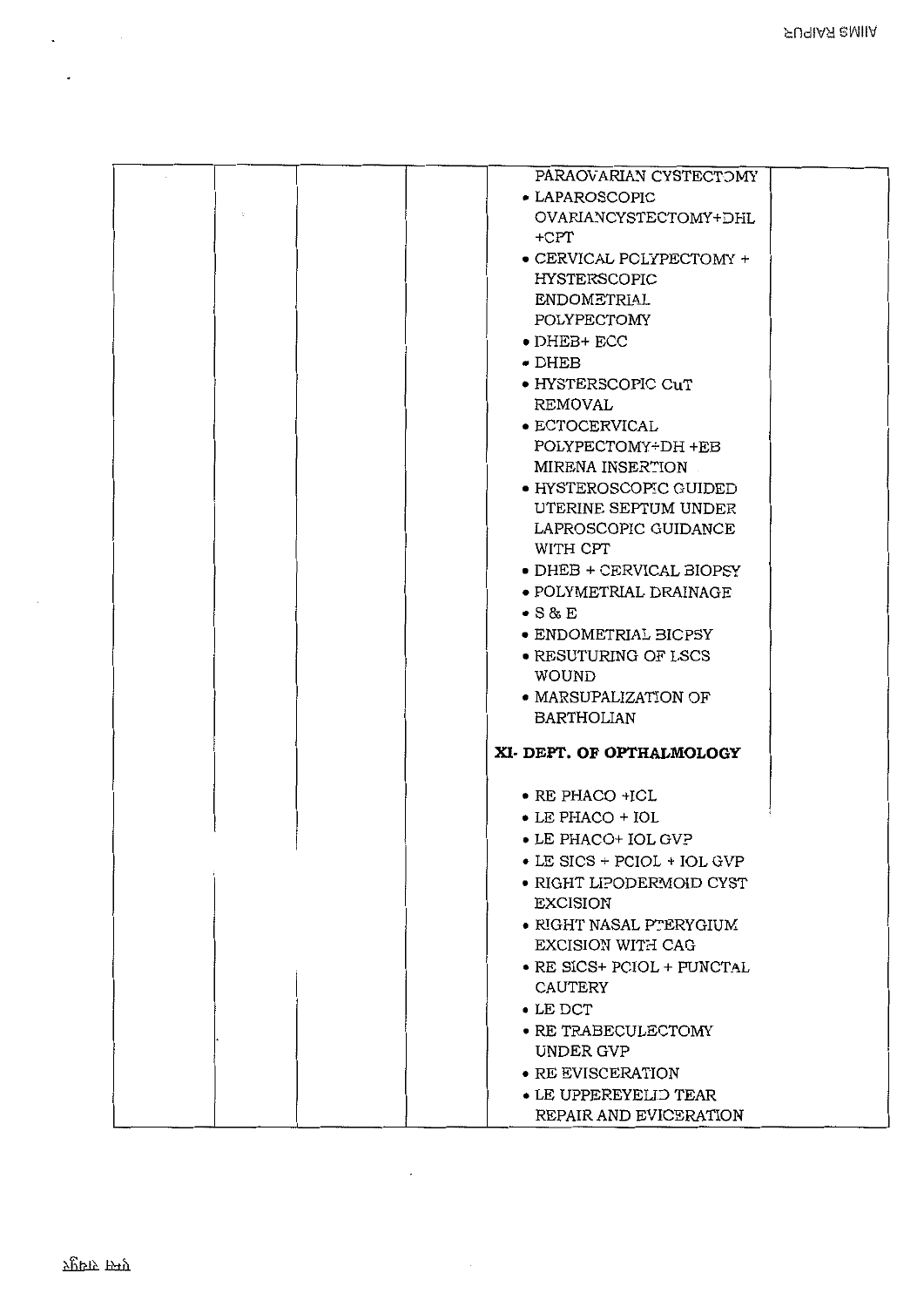| | | | | | |
|---|---|---|---|---|---|
| | | | | PARAOVARIAN CYSTECTOMY<br>• LAPAROSCOPIC OVARIANCYSTECTOMY+DHL +CPT<br>• CERVICAL POLYPECTOMY + HYSTERSCOPIC ENDOMETRIAL POLYPECTOMY<br>• DHEB+ ECC<br>• DHEB<br>• HYSTERSCOPIC CuT REMOVAL<br>• ECTOCERVICAL POLYPECTOMY+DH +EB MIRENA INSERTION<br>• HYSTEROSCOPIC GUIDED UTERINE SEPTUM UNDER LAPROSCOPIC GUIDANCE WITH CPT<br>• DHEB + CERVICAL BIOPSY<br>• POLYMETRIAL DRAINAGE<br>• S & E<br>• ENDOMETRIAL BICPSY<br>• RESUTURING OF LSCS WOUND<br>• MARSUPALIZATION OF BARTHOLIAN<br><br>**XI- DEPT. OF OPTHALMOLOGY**<br><br>• RE PHACO +ICL<br>• LE PHACO + IOL<br>• LE PHACO+ IOL GVP<br>• LE SICS + PCIOL + IOL GVP<br>• RIGHT LIPODERMOID CYST EXCISION<br>• RIGHT NASAL PTERYGIUM EXCISION WITH CAG<br>• RE SICS+ PCIOL + PUNCTAL CAUTERY<br>• LE DCT<br>• RE TRABECULECTOMY UNDER GVP<br>• RE EVISCERATION<br>• LE UPPEREYELID TEAR REPAIR AND EVICERATION | |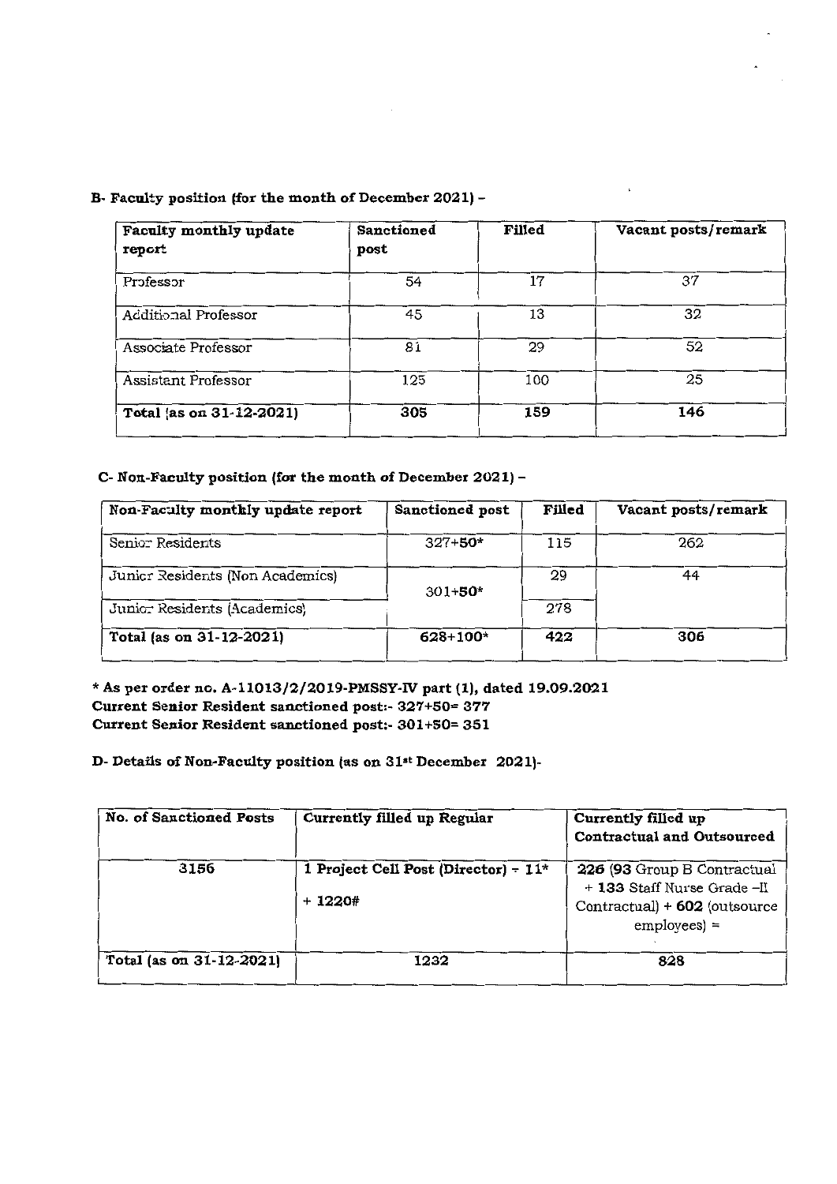**B- Faculty position (for the month of December 2021) –**

| Faculty monthly update report | Sanctioned post | Filled | Vacant posts/remark |
|---|---|---|---|
| Professor | 54 | 17 | 37 |
| Additional Professor | 45 | 13 | 32 |
| Associate Professor | 81 | 29 | 52 |
| Assistant Professor | 125 | 100 | 25 |
| **Total (as on 31-12-2021)** | **305** | **159** | **146** |

**C- Non-Faculty position (for the month of December 2021) –**

| Non-Faculty monthly update report | Sanctioned post | Filled | Vacant posts/remark |
|---|---|---|---|
| Senior Residents | 327+50* | 115 | 262 |
| Junior Residents (Non Academics) | 301+50* | 29 | 44 |
| Junior Residents (Academics) | | 278 | |
| **Total (as on 31-12-2021)** | **628+100*** | **422** | **306** |

**\* As per order no. A-11013/2/2019-PMSSY-IV part (1), dated 19.09.2021**
**Current Senior Resident sanctioned post:- 327+50= 377**
**Current Senior Resident sanctioned post:- 301+50= 351**

**D- Details of Non-Faculty position (as on 31st December 2021)-**

| No. of Sanctioned Posts | Currently filled up Regular | Currently filled up Contractual and Outsourced |
|---|---|---|
| 3156 | **1 Project Cell Post (Director) + 11\* + 1220#** | **226** (**93** Group B Contractual + **133** Staff Nurse Grade –II Contractual) + **602** (outsource employees) = |
| **Total (as on 31-12-2021)** | **1232** | **828** |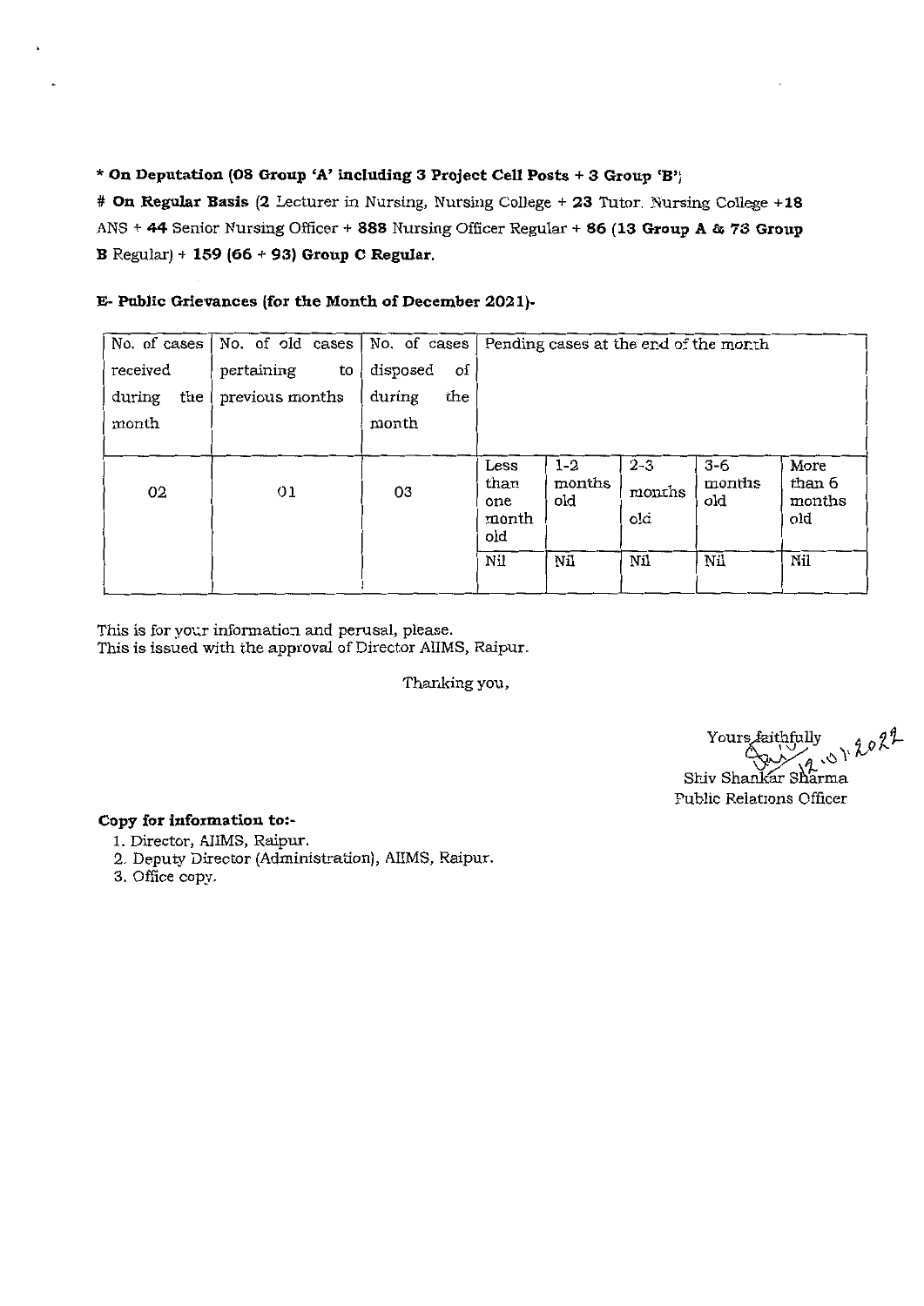**\* On Deputation (08 Group 'A' including 3 Project Cell Posts + 3 Group 'B')**

**# On Regular Basis** (**2** Lecturer in Nursing, Nursing College + **23** Tutor, Nursing College +**18** ANS + **44** Senior Nursing Officer + **888** Nursing Officer Regular + **86 (13 Group A & 73 Group B** Regular) + **159 (66 + 93) Group C Regular.**

**E- Public Grievances (for the Month of December 2021)-**

| No. of cases received during the month | No. of old cases pertaining to previous months | No. of cases disposed of during the month | Pending cases at the end of the month | | | | |
|---|---|---|---|---|---|---|---|
| | | | Less than one month old | 1-2 months old | 2-3 months old | 3-6 months old | More than 6 months old |
| 02 | 01 | 03 | Nil | Nil | Nil | Nil | Nil |

This is for your information and perusal, please.
This is issued with the approval of Director AIIMS, Raipur.

Thanking you,

Yours faithfully
12.01.2022
Shiv Shankar Sharma
Public Relations Officer

**Copy for information to:-**

1. Director, AIIMS, Raipur.
2. Deputy Director (Administration), AIIMS, Raipur.
3. Office copy.